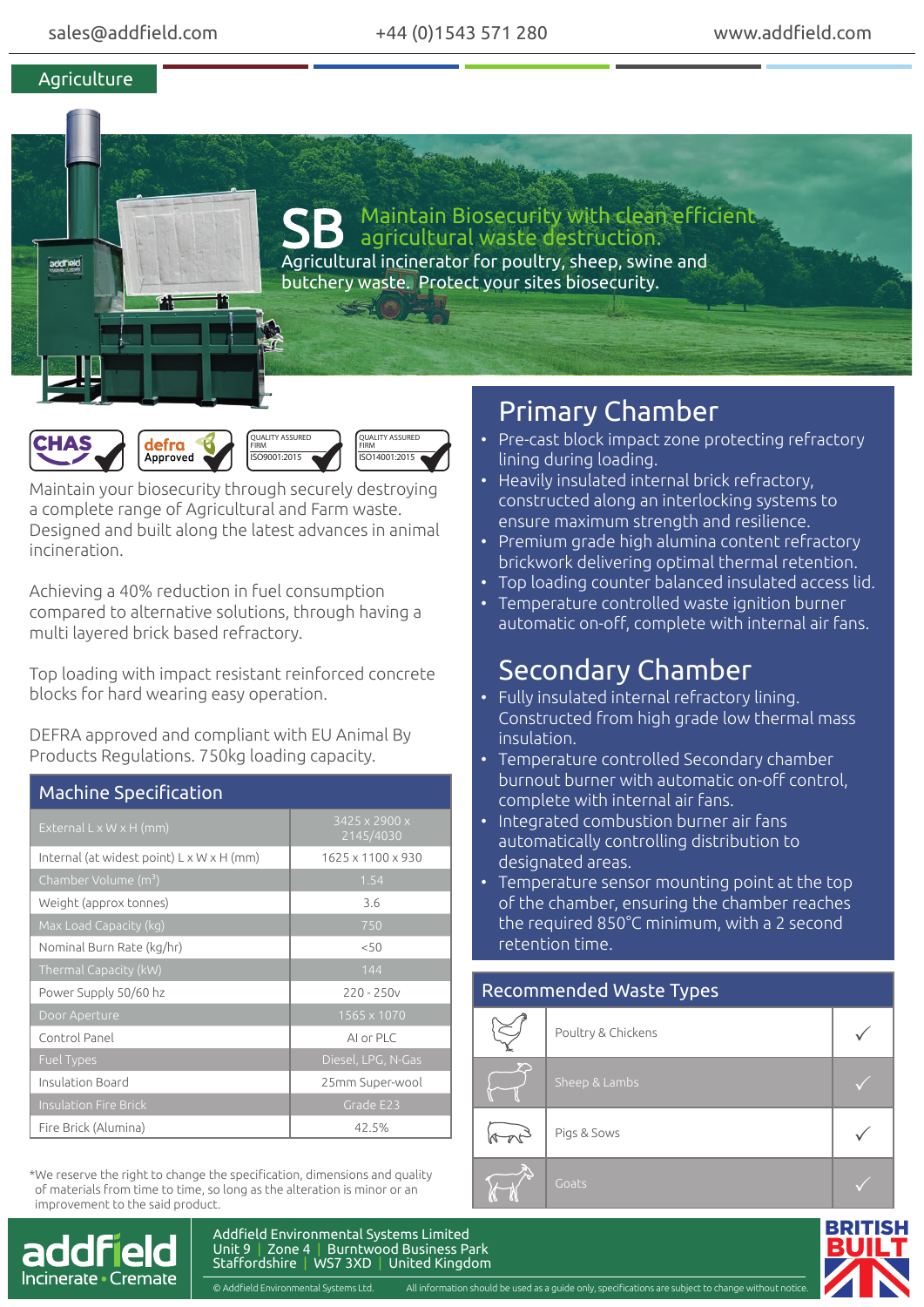Agriculture

# SB

## Maintain Biosecurity with clean efficient agricultural waste destruction.

Agricultural incinerator for poultry, sheep, swine and butchery waste. Protect your sites biosecurity.

CHAS | defra Approved | QUALITY ASSURED FIRM ISO9001:2015 | QUALITY ASSURED FIRM ISO14001:2015

Maintain your biosecurity through securely destroying a complete range of Agricultural and Farm waste. Designed and built along the latest advances in animal incineration.

Achieving a 40% reduction in fuel consumption compared to alternative solutions, through having a multi layered brick based refractory.

Top loading with impact resistant reinforced concrete blocks for hard wearing easy operation.

DEFRA approved and compliant with EU Animal By Products Regulations. 750kg loading capacity.

## Machine Specification

| | |
|---|---|
| External L x W x H (mm) | 3425 x 2900 x 2145/4030 |
| Internal (at widest point) L x W x H (mm) | 1625 x 1100 x 930 |
| Chamber Volume (m³) | 1.54 |
| Weight (approx tonnes) | 3.6 |
| Max Load Capacity (kg) | 750 |
| Nominal Burn Rate (kg/hr) | <50 |
| Thermal Capacity (kW) | 144 |
| Power Supply 50/60 hz | 220 - 250v |
| Door Aperture | 1565 x 1070 |
| Control Panel | AI or PLC |
| Fuel Types | Diesel, LPG, N-Gas |
| Insulation Board | 25mm Super-wool |
| Insulation Fire Brick | Grade E23 |
| Fire Brick (Alumina) | 42.5% |

*We reserve the right to change the specification, dimensions and quality of materials from time to time, so long as the alteration is minor or an improvement to the said product.

## Primary Chamber

- Pre-cast block impact zone protecting refractory lining during loading.
- Heavily insulated internal brick refractory, constructed along an interlocking systems to ensure maximum strength and resilience.
- Premium grade high alumina content refractory brickwork delivering optimal thermal retention.
- Top loading counter balanced insulated access lid.
- Temperature controlled waste ignition burner automatic on-off, complete with internal air fans.

## Secondary Chamber

- Fully insulated internal refractory lining. Constructed from high grade low thermal mass insulation.
- Temperature controlled Secondary chamber burnout burner with automatic on-off control, complete with internal air fans.
- Integrated combustion burner air fans automatically controlling distribution to designated areas.
- Temperature sensor mounting point at the top of the chamber, ensuring the chamber reaches the required 850°C minimum, with a 2 second retention time.

## Recommended Waste Types

| | |
|---|---|
| Poultry & Chickens | ✓ |
| Sheep & Lambs | ✓ |
| Pigs & Sows | ✓ |
| Goats | ✓ |

addfield Incinerate • Cremate

Addfield Environmental Systems Limited
Unit 9 | Zone 4 | Burntwood Business Park
Staffordshire | WS7 3XD | United Kingdom

© Addfield Environmental Systems Ltd. All information should be used as a guide only, specifications are subject to change without notice.

BRITISH BUILT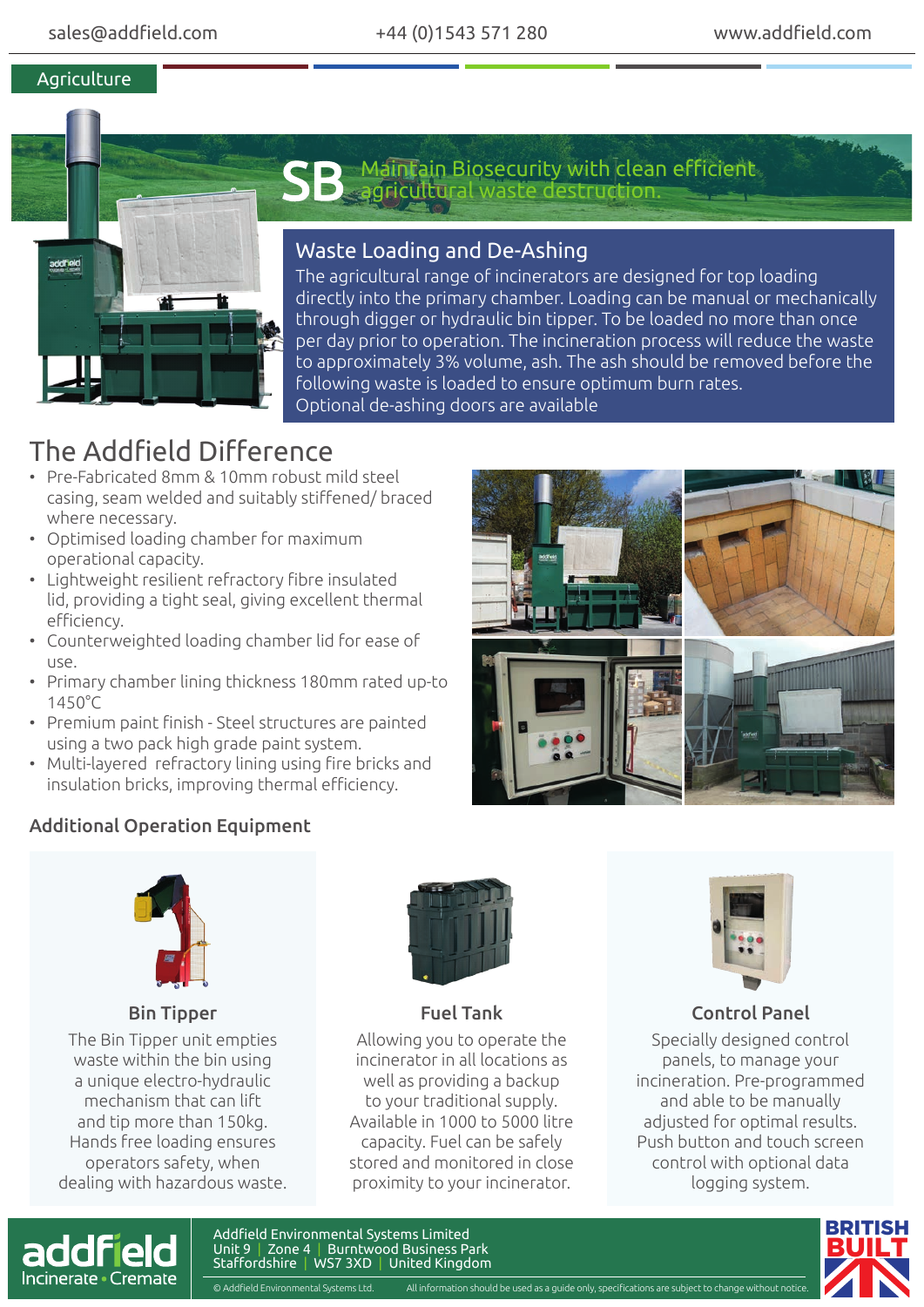Agriculture

# SB Maintain Biosecurity with clean efficient agricultural waste destruction.

## Waste Loading and De-Ashing

The agricultural range of incinerators are designed for top loading directly into the primary chamber. Loading can be manual or mechanically through digger or hydraulic bin tipper. To be loaded no more than once per day prior to operation. The incineration process will reduce the waste to approximately 3% volume, ash. The ash should be removed before the following waste is loaded to ensure optimum burn rates.
Optional de-ashing doors are available

## The Addfield Difference

- Pre-Fabricated 8mm & 10mm robust mild steel casing, seam welded and suitably stiffened/ braced where necessary.
- Optimised loading chamber for maximum operational capacity.
- Lightweight resilient refractory fibre insulated lid, providing a tight seal, giving excellent thermal efficiency.
- Counterweighted loading chamber lid for ease of use.
- Primary chamber lining thickness 180mm rated up-to 1450°C
- Premium paint finish - Steel structures are painted using a two pack high grade paint system.
- Multi-layered refractory lining using fire bricks and insulation bricks, improving thermal efficiency.

### Additional Operation Equipment

**Bin Tipper**

The Bin Tipper unit empties waste within the bin using a unique electro-hydraulic mechanism that can lift and tip more than 150kg. Hands free loading ensures operators safety, when dealing with hazardous waste.

**Fuel Tank**

Allowing you to operate the incinerator in all locations as well as providing a backup to your traditional supply. Available in 1000 to 5000 litre capacity. Fuel can be safely stored and monitored in close proximity to your incinerator.

**Control Panel**

Specially designed control panels, to manage your incineration. Pre-programmed and able to be manually adjusted for optimal results. Push button and touch screen control with optional data logging system.

Addfield Environmental Systems Limited
Unit 9 | Zone 4 | Burntwood Business Park
Staffordshire | WS7 3XD | United Kingdom

© Addfield Environmental Systems Ltd. All information should be used as a guide only, specifications are subject to change without notice.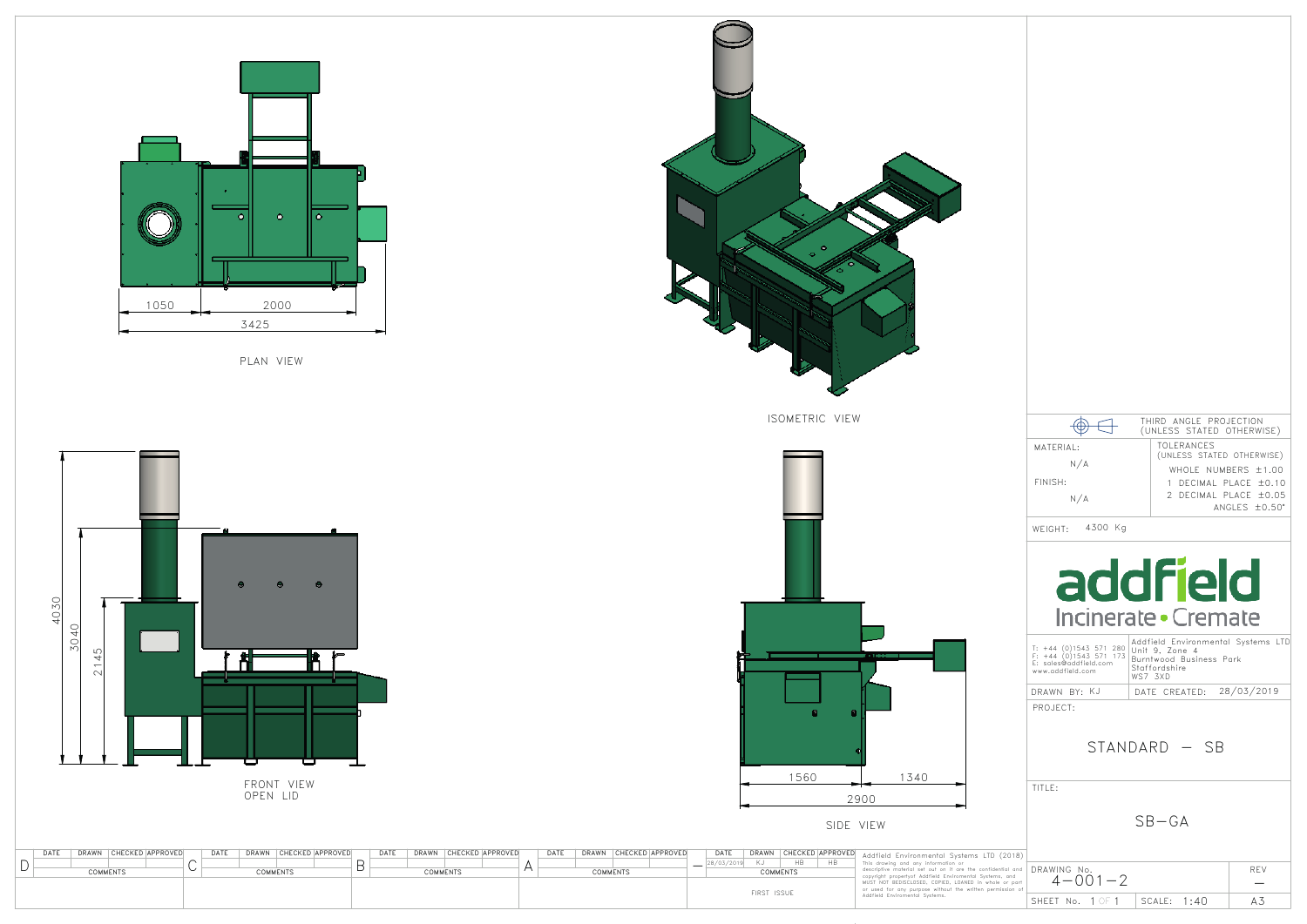1050

2000

3425

PLAN VIEW

ISOMETRIC VIEW

4030

3040

2145

FRONT VIEW
OPEN LID

1560

1340

2900

SIDE VIEW

THIRD ANGLE PROJECTION
(UNLESS STATED OTHERWISE)

| | |
|---|---|
| MATERIAL: N/A | TOLERANCES (UNLESS STATED OTHERWISE) |
| FINISH: N/A | WHOLE NUMBERS ±1.00 |
| | 1 DECIMAL PLACE ±0.10 |
| | 2 DECIMAL PLACE ±0.05 |
| | ANGLES ±0.50° |

WEIGHT: 4300 Kg

addfield
Incinerate • Cremate

T: +44 (0)1543 571 280
F: +44 (0)1543 571 173
E: sales@addfield.com
www.addfield.com

Addfield Environmental Systems LTD
Unit 9, Zone 4
Burntwood Business Park
Staffordshire
WS7 3XD

DRAWN BY: KJ

DATE CREATED: 28/03/2019

PROJECT:

STANDARD – SB

TITLE:

SB–GA

DRAWING No. 4–001–2

REV –

SHEET No. 1 OF 1

SCALE: 1:40

A3

| REV | DATE | DRAWN | CHECKED | APPROVED | COMMENTS |
|---|---|---|---|---|---|
| D | | | | | |
| C | | | | | |
| B | | | | | |
| A | | | | | |
| – | 28/03/2019 | KJ | HB | HB | FIRST ISSUE |

Addfield Environmental Systems LTD (2018)
This drawing and any information or descriptive material set out on it are the confidential and copyright propertyof Addfield Enviromental Systems, and MUST NOT BEDISCLOSED, COPIED, LOANED in whole or part or used for any purpose without the written permission of Addfield Enviromental Systems.